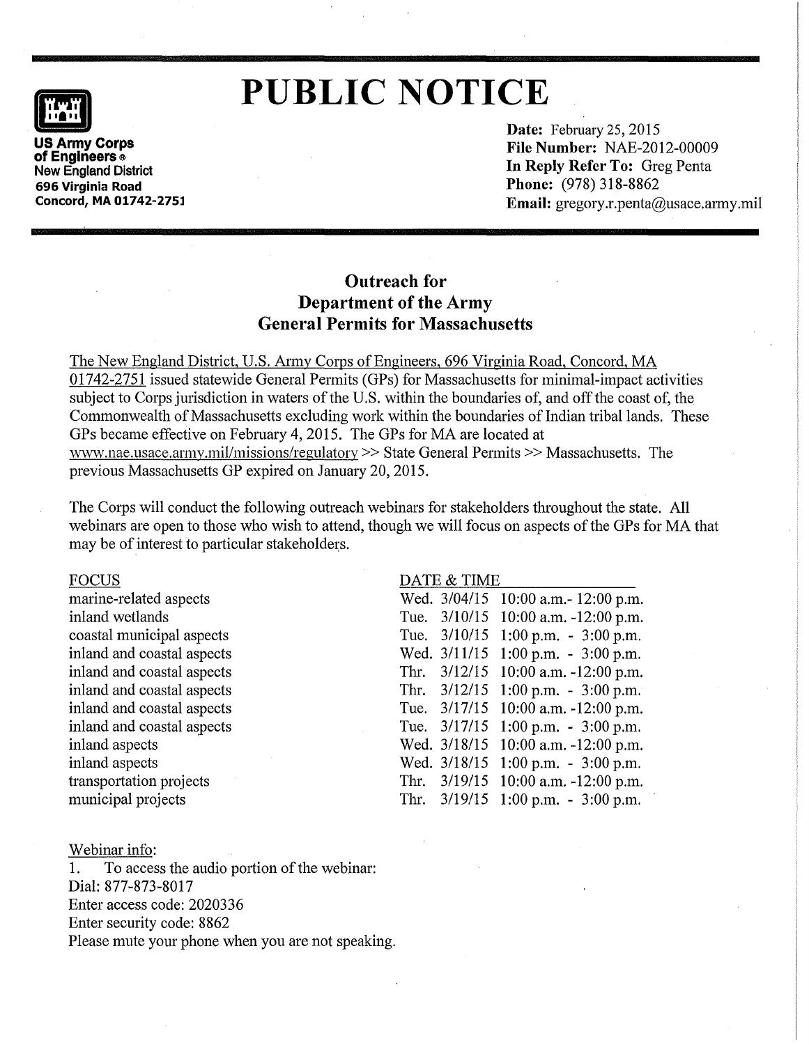# PUBLIC NOTICE

**US Army Corps of Engineers®**
**New England District**
**696 Virginia Road**
**Concord, MA 01742-2751**

**Date:** February 25, 2015
**File Number:** NAE-2012-00009
**In Reply Refer To:** Greg Penta
**Phone:** (978) 318-8862
**Email:** gregory.r.penta@usace.army.mil

## Outreach for Department of the Army General Permits for Massachusetts

The New England District, U.S. Army Corps of Engineers, 696 Virginia Road, Concord, MA 01742-2751 issued statewide General Permits (GPs) for Massachusetts for minimal-impact activities subject to Corps jurisdiction in waters of the U.S. within the boundaries of, and off the coast of, the Commonwealth of Massachusetts excluding work within the boundaries of Indian tribal lands. These GPs became effective on February 4, 2015. The GPs for MA are located at www.nae.usace.army.mil/missions/regulatory >> State General Permits >> Massachusetts. The previous Massachusetts GP expired on January 20, 2015.

The Corps will conduct the following outreach webinars for stakeholders throughout the state. All webinars are open to those who wish to attend, though we will focus on aspects of the GPs for MA that may be of interest to particular stakeholders.

| FOCUS | DATE & TIME | |
|---|---|---|
| marine-related aspects | Wed. 3/04/15 | 10:00 a.m.- 12:00 p.m. |
| inland wetlands | Tue. 3/10/15 | 10:00 a.m. -12:00 p.m. |
| coastal municipal aspects | Tue. 3/10/15 | 1:00 p.m. - 3:00 p.m. |
| inland and coastal aspects | Wed. 3/11/15 | 1:00 p.m. - 3:00 p.m. |
| inland and coastal aspects | Thr. 3/12/15 | 10:00 a.m. -12:00 p.m. |
| inland and coastal aspects | Thr. 3/12/15 | 1:00 p.m. - 3:00 p.m. |
| inland and coastal aspects | Tue. 3/17/15 | 10:00 a.m. -12:00 p.m. |
| inland and coastal aspects | Tue. 3/17/15 | 1:00 p.m. - 3:00 p.m. |
| inland aspects | Wed. 3/18/15 | 10:00 a.m. -12:00 p.m. |
| inland aspects | Wed. 3/18/15 | 1:00 p.m. - 3:00 p.m. |
| transportation projects | Thr. 3/19/15 | 10:00 a.m. -12:00 p.m. |
| municipal projects | Thr. 3/19/15 | 1:00 p.m. - 3:00 p.m. |

Webinar info:

1. To access the audio portion of the webinar:
Dial: 877-873-8017
Enter access code: 2020336
Enter security code: 8862
Please mute your phone when you are not speaking.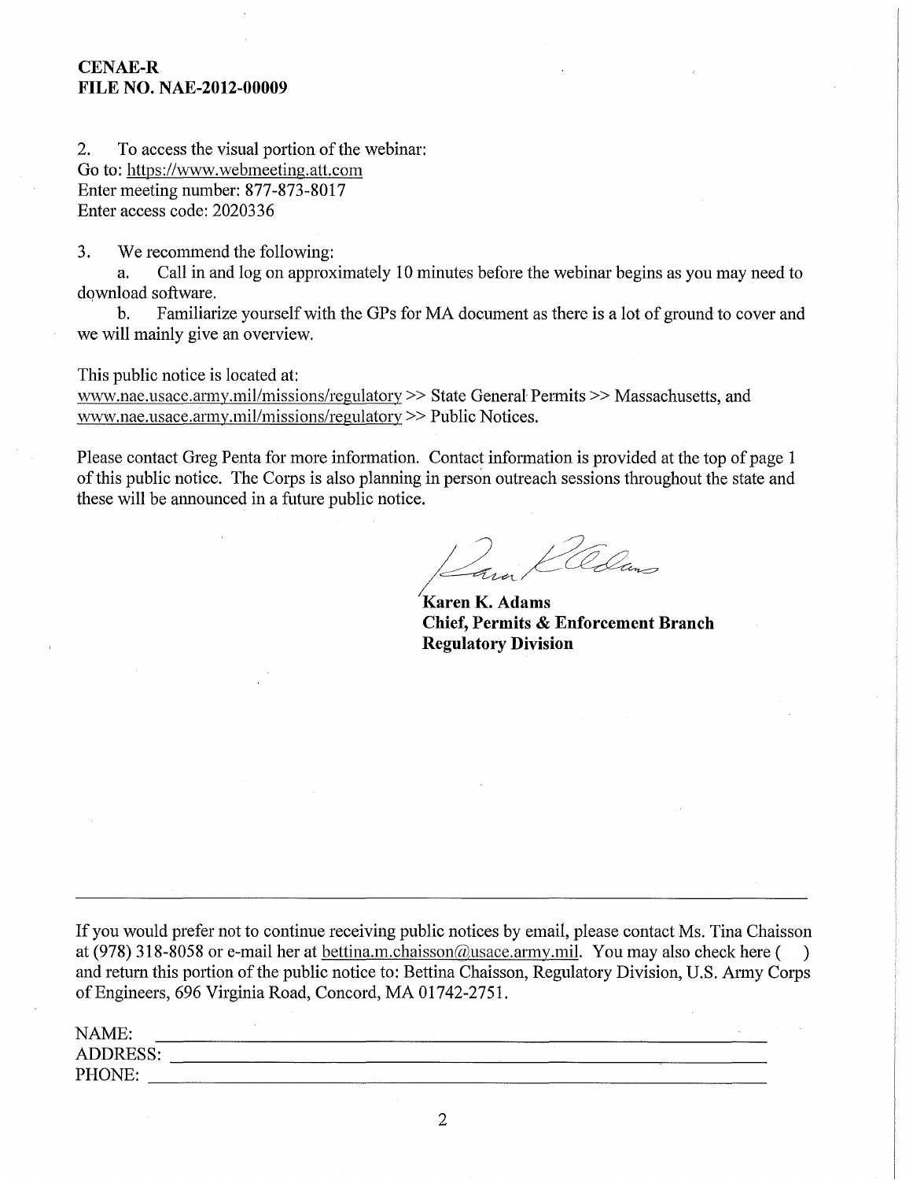**CENAE-R**
**FILE NO. NAE-2012-00009**

2. To access the visual portion of the webinar:
Go to: https://www.webmeeting.att.com
Enter meeting number: 877-873-8017
Enter access code: 2020336

3. We recommend the following:
   a. Call in and log on approximately 10 minutes before the webinar begins as you may need to download software.
   b. Familiarize yourself with the GPs for MA document as there is a lot of ground to cover and we will mainly give an overview.

This public notice is located at:
www.nae.usace.army.mil/missions/regulatory >> State General Permits >> Massachusetts, and
www.nae.usace.army.mil/missions/regulatory >> Public Notices.

Please contact Greg Penta for more information. Contact information is provided at the top of page 1 of this public notice. The Corps is also planning in person outreach sessions throughout the state and these will be announced in a future public notice.

**Karen K. Adams**
**Chief, Permits & Enforcement Branch**
**Regulatory Division**

---

If you would prefer not to continue receiving public notices by email, please contact Ms. Tina Chaisson at (978) 318-8058 or e-mail her at bettina.m.chaisson@usace.army.mil. You may also check here ( ) and return this portion of the public notice to: Bettina Chaisson, Regulatory Division, U.S. Army Corps of Engineers, 696 Virginia Road, Concord, MA 01742-2751.

NAME: ______________________________
ADDRESS: ______________________________
PHONE: ______________________________